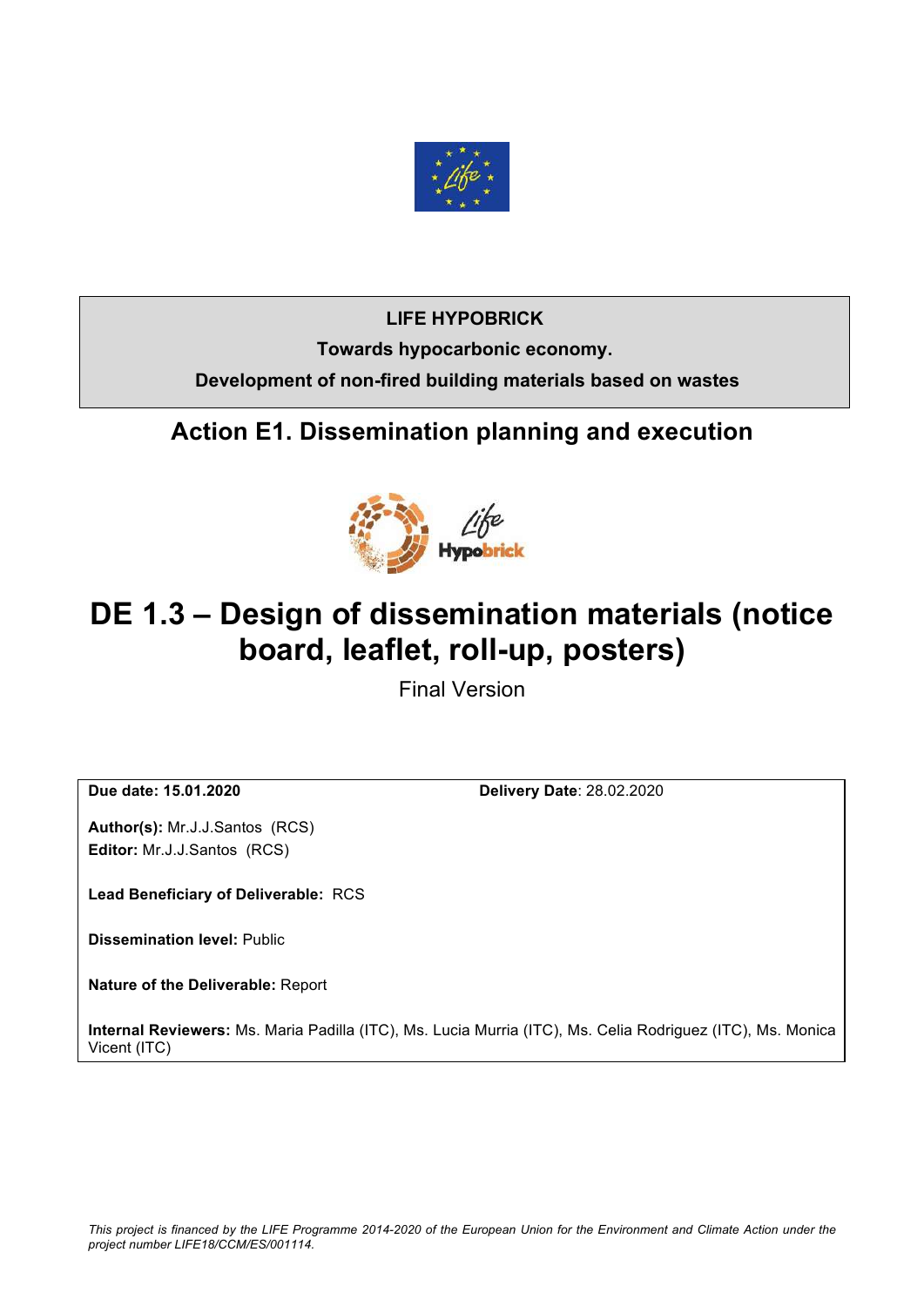**LIFE HYPOBRICK**

**Towards hypocarbonic economy.**

**Development of non-fired building materials based on wastes**

## Action E1. Dissemination planning and execution

# DE 1.3 – Design of dissemination materials (notice board, leaflet, roll-up, posters)

Final Version

**Due date: 15.01.2020** **Delivery Date**: 28.02.2020

**Author(s):** Mr.J.J.Santos (RCS)
**Editor:** Mr.J.J.Santos (RCS)

**Lead Beneficiary of Deliverable:** RCS

**Dissemination level:** Public

**Nature of the Deliverable:** Report

**Internal Reviewers:** Ms. Maria Padilla (ITC), Ms. Lucia Murria (ITC), Ms. Celia Rodriguez (ITC), Ms. Monica Vicent (ITC)

*This project is financed by the LIFE Programme 2014-2020 of the European Union for the Environment and Climate Action under the project number LIFE18/CCM/ES/001114.*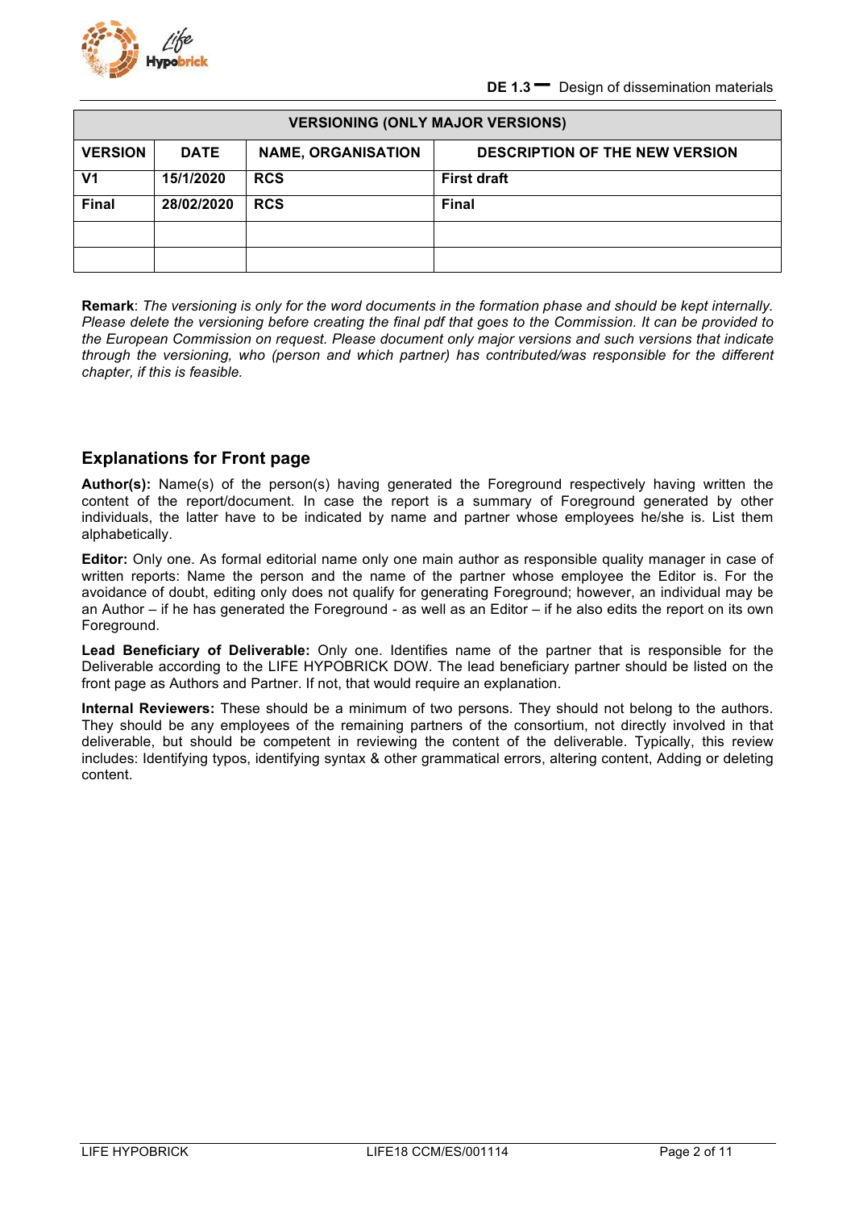| VERSIONING (ONLY MAJOR VERSIONS) | | | |
|---|---|---|---|
| **VERSION** | **DATE** | **NAME, ORGANISATION** | **DESCRIPTION OF THE NEW VERSION** |
| **V1** | **15/1/2020** | **RCS** | **First draft** |
| **Final** | **28/02/2020** | **RCS** | **Final** |
| | | | |
| | | | |

**Remark**: *The versioning is only for the word documents in the formation phase and should be kept internally. Please delete the versioning before creating the final pdf that goes to the Commission. It can be provided to the European Commission on request. Please document only major versions and such versions that indicate through the versioning, who (person and which partner) has contributed/was responsible for the different chapter, if this is feasible.*

## Explanations for Front page

**Author(s):** Name(s) of the person(s) having generated the Foreground respectively having written the content of the report/document. In case the report is a summary of Foreground generated by other individuals, the latter have to be indicated by name and partner whose employees he/she is. List them alphabetically.

**Editor:** Only one. As formal editorial name only one main author as responsible quality manager in case of written reports: Name the person and the name of the partner whose employee the Editor is. For the avoidance of doubt, editing only does not qualify for generating Foreground; however, an individual may be an Author – if he has generated the Foreground - as well as an Editor – if he also edits the report on its own Foreground.

**Lead Beneficiary of Deliverable:** Only one. Identifies name of the partner that is responsible for the Deliverable according to the LIFE HYPOBRICK DOW. The lead beneficiary partner should be listed on the front page as Authors and Partner. If not, that would require an explanation.

**Internal Reviewers:** These should be a minimum of two persons. They should not belong to the authors. They should be any employees of the remaining partners of the consortium, not directly involved in that deliverable, but should be competent in reviewing the content of the deliverable. Typically, this review includes: Identifying typos, identifying syntax & other grammatical errors, altering content, Adding or deleting content.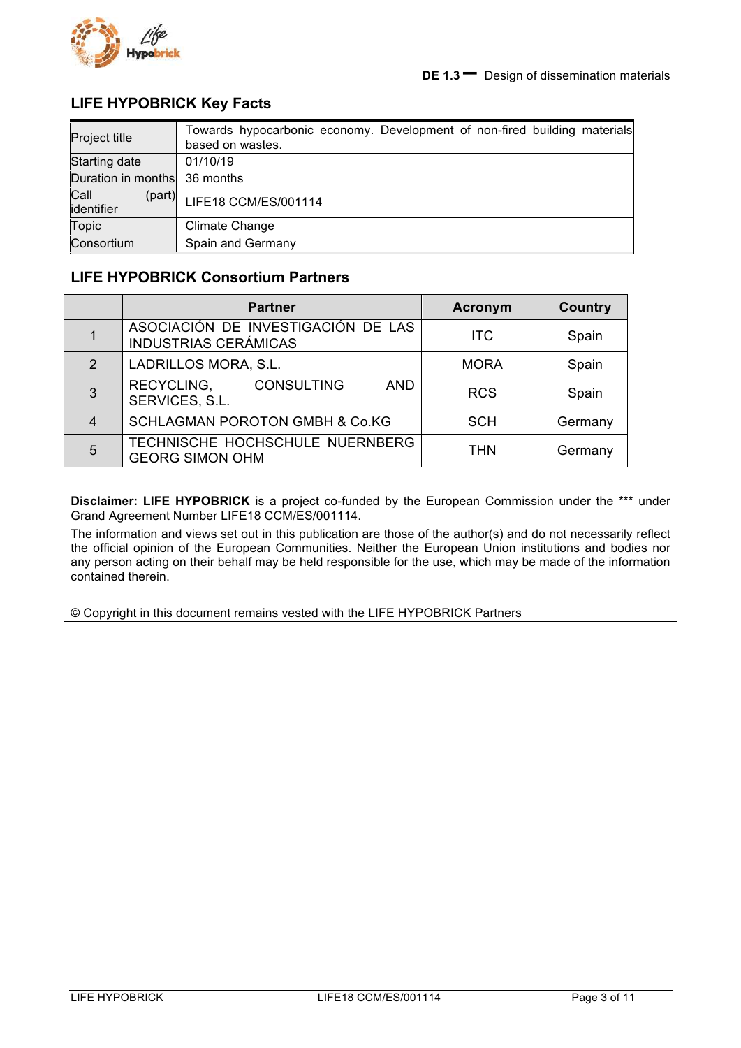## LIFE HYPOBRICK Key Facts

| | |
|---|---|
| Project title | Towards hypocarbonic economy. Development of non-fired building materials based on wastes. |
| Starting date | 01/10/19 |
| Duration in months | 36 months |
| Call (part) identifier | LIFE18 CCM/ES/001114 |
| Topic | Climate Change |
| Consortium | Spain and Germany |

## LIFE HYPOBRICK Consortium Partners

| | Partner | Acronym | Country |
|---|---|---|---|
| 1 | ASOCIACIÓN DE INVESTIGACIÓN DE LAS INDUSTRIAS CERÁMICAS | ITC | Spain |
| 2 | LADRILLOS MORA, S.L. | MORA | Spain |
| 3 | RECYCLING, CONSULTING AND SERVICES, S.L. | RCS | Spain |
| 4 | SCHLAGMAN POROTON GMBH & Co.KG | SCH | Germany |
| 5 | TECHNISCHE HOCHSCHULE NUERNBERG GEORG SIMON OHM | THN | Germany |

**Disclaimer: LIFE HYPOBRICK** is a project co-funded by the European Commission under the *** under Grand Agreement Number LIFE18 CCM/ES/001114.

The information and views set out in this publication are those of the author(s) and do not necessarily reflect the official opinion of the European Communities. Neither the European Union institutions and bodies nor any person acting on their behalf may be held responsible for the use, which may be made of the information contained therein.

© Copyright in this document remains vested with the LIFE HYPOBRICK Partners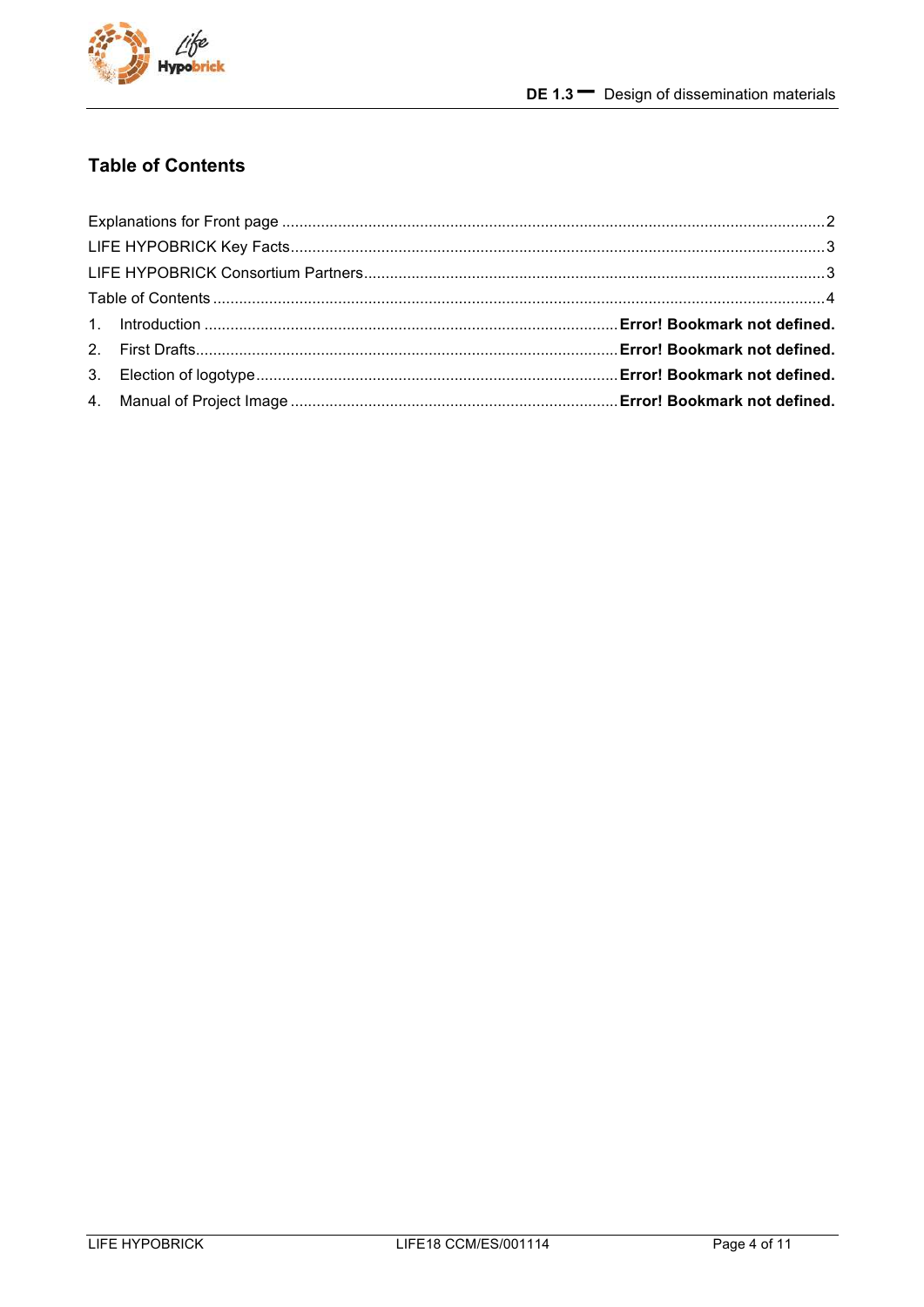## Table of Contents

Explanations for Front page ........................................................................................................................................2
LIFE HYPOBRICK Key Facts........................................................................................................................................3
LIFE HYPOBRICK Consortium Partners.........................................................................................................................3
Table of Contents ........................................................................................................................................................4
1. Introduction ...................................................................................................... **Error! Bookmark not defined.**
2. First Drafts....................................................................................................... **Error! Bookmark not defined.**
3. Election of logotype.......................................................................................... **Error! Bookmark not defined.**
4. Manual of Project Image .................................................................................. **Error! Bookmark not defined.**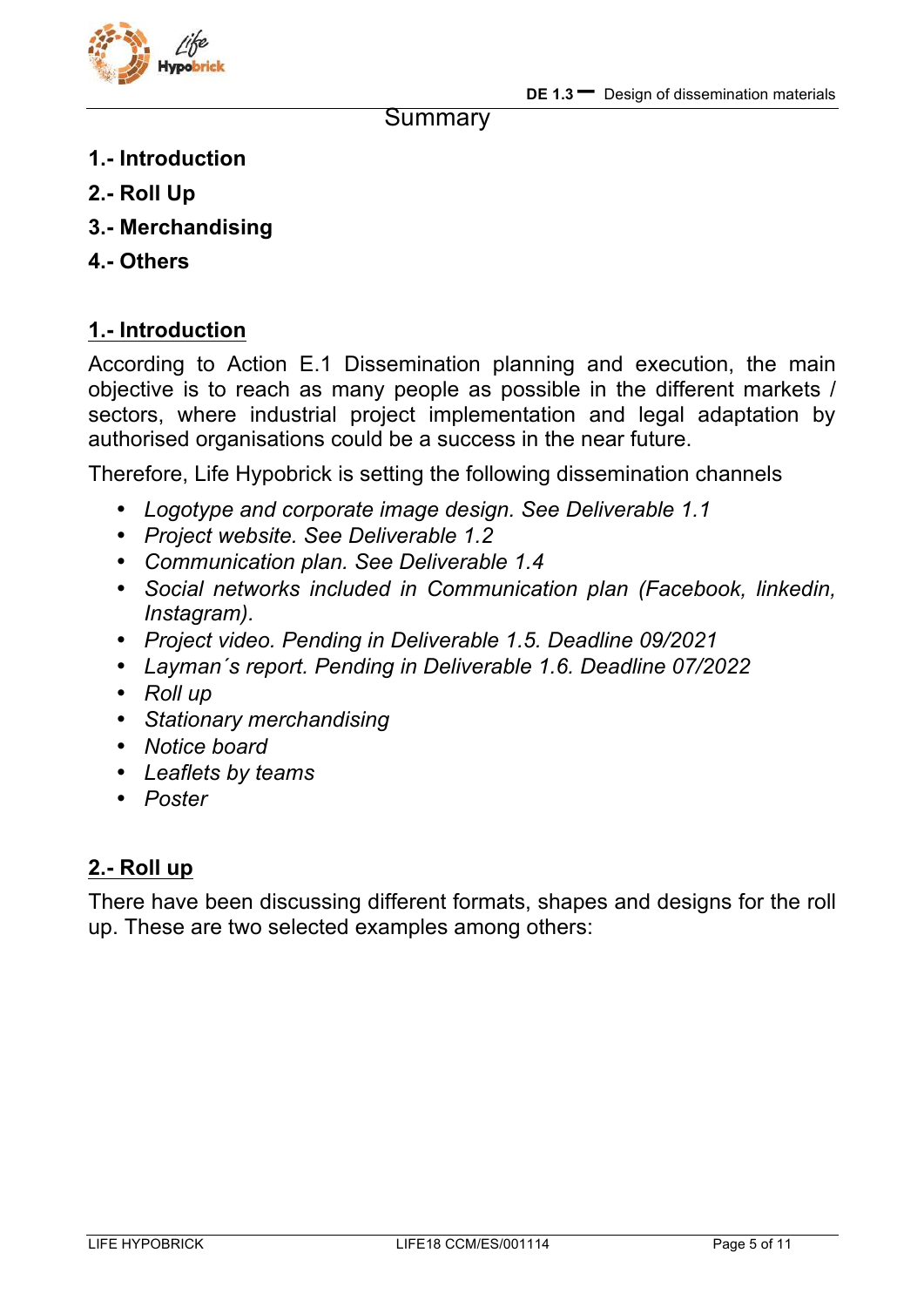# Summary

**1.- Introduction**

**2.- Roll Up**

**3.- Merchandising**

**4.- Others**

## 1.- Introduction

According to Action E.1 Dissemination planning and execution, the main objective is to reach as many people as possible in the different markets / sectors, where industrial project implementation and legal adaptation by authorised organisations could be a success in the near future.

Therefore, Life Hypobrick is setting the following dissemination channels

- *Logotype and corporate image design. See Deliverable 1.1*
- *Project website. See Deliverable 1.2*
- *Communication plan. See Deliverable 1.4*
- *Social networks included in Communication plan (Facebook, linkedin, Instagram).*
- *Project video. Pending in Deliverable 1.5. Deadline 09/2021*
- *Layman´s report. Pending in Deliverable 1.6. Deadline 07/2022*
- *Roll up*
- *Stationary merchandising*
- *Notice board*
- *Leaflets by teams*
- *Poster*

## 2.- Roll up

There have been discussing different formats, shapes and designs for the roll up. These are two selected examples among others: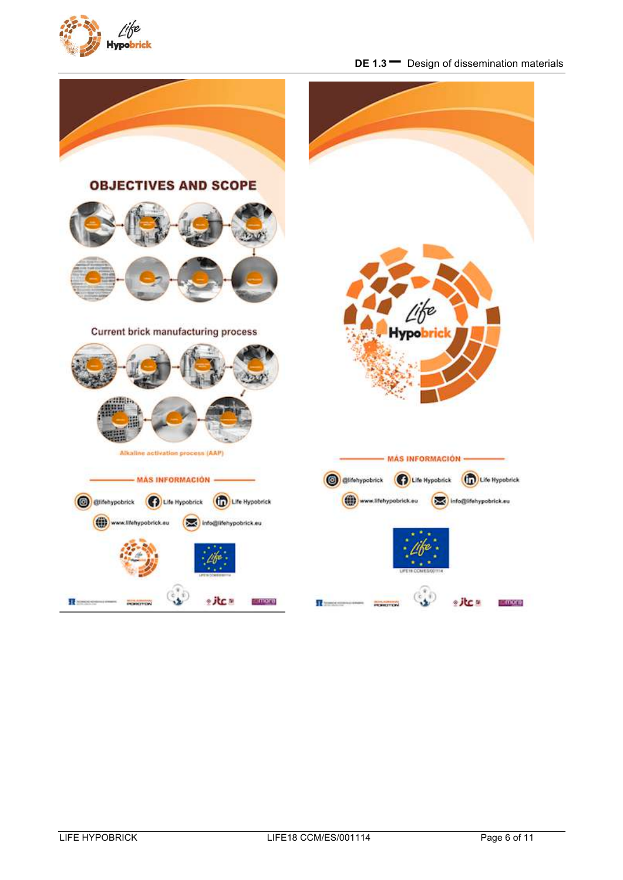OBJECTIVES AND SCOPE

Current brick manufacturing process

Alkaline activation process (AAP)

MÁS INFORMACIÓN

@lifehypobrick Life Hypobrick Life Hypobrick

www.lifehypobrick.eu info@lifehypobrick.eu

Life Hypobrick

MÁS INFORMACIÓN

@lifehypobrick Life Hypobrick Life Hypobrick

www.lifehypobrick.eu info@lifehypobrick.eu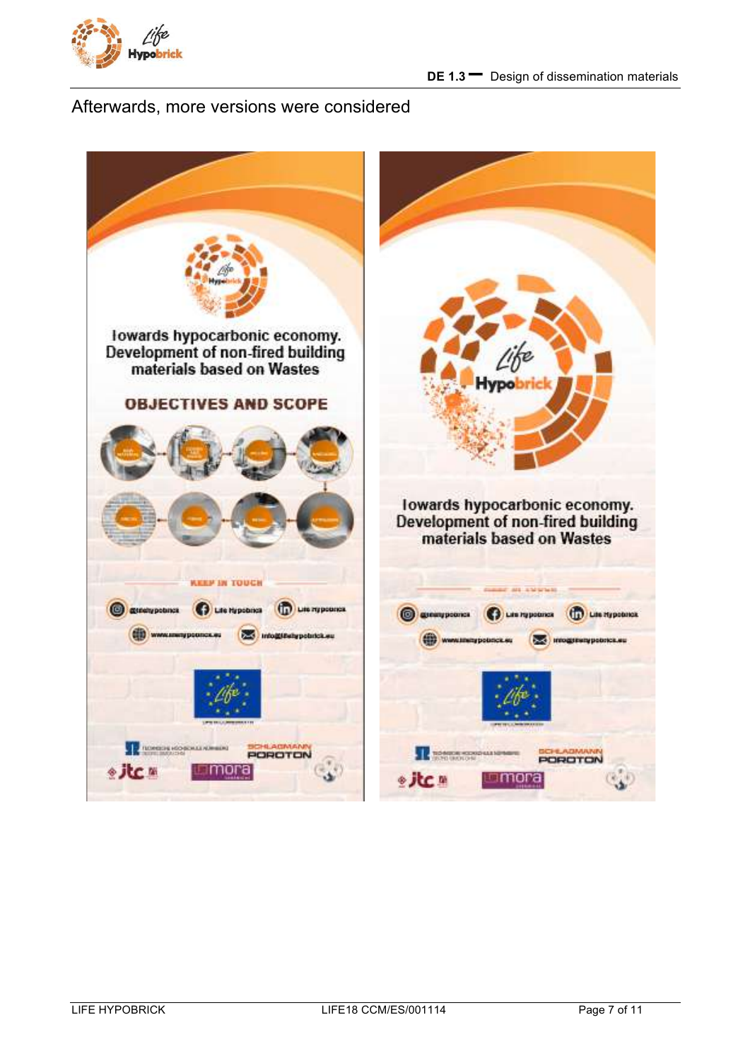Afterwards, more versions were considered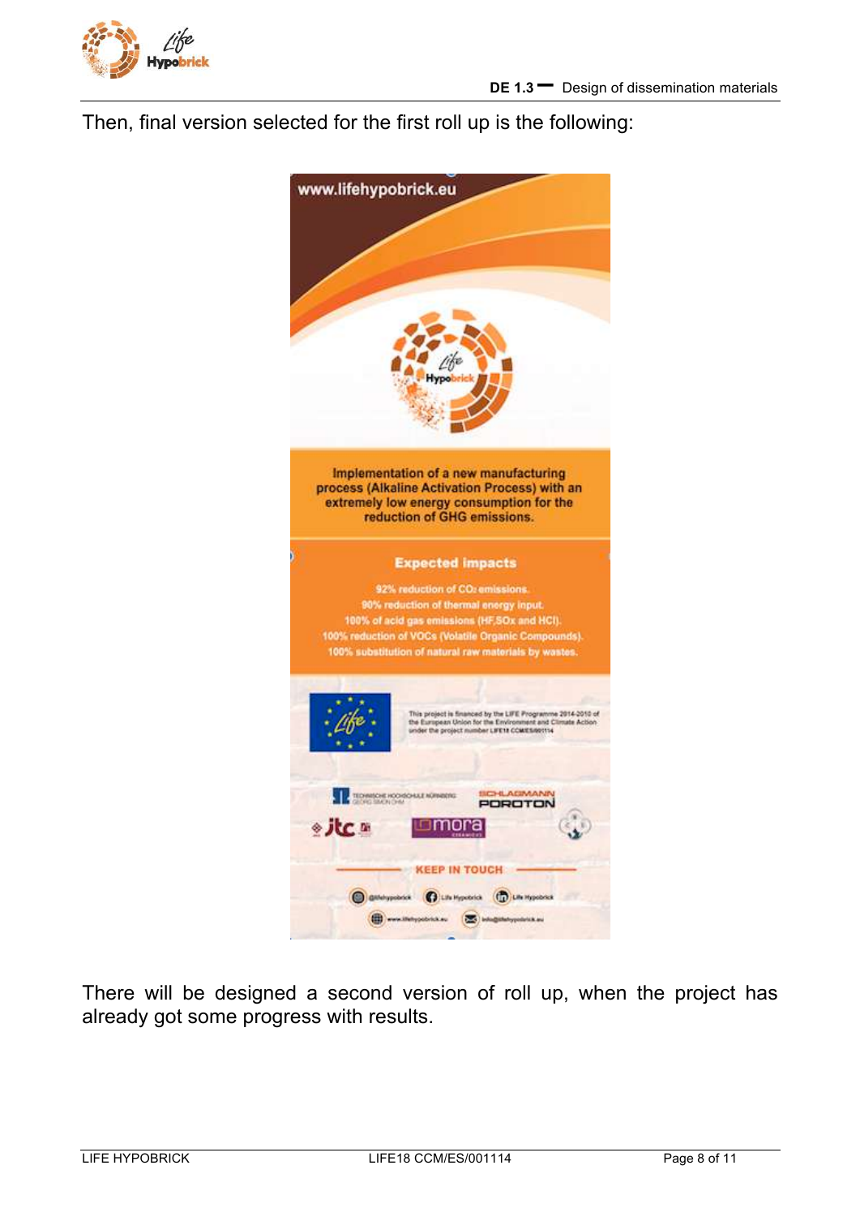Then, final version selected for the first roll up is the following:

There will be designed a second version of roll up, when the project has already got some progress with results.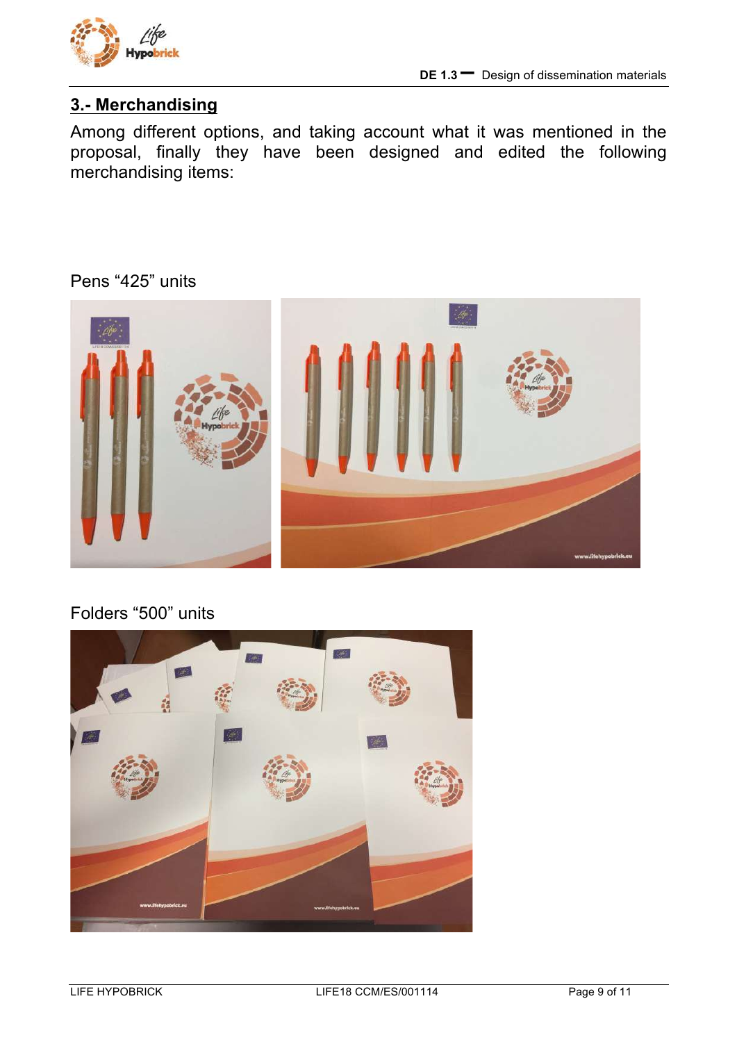## 3.- Merchandising

Among different options, and taking account what it was mentioned in the proposal, finally they have been designed and edited the following merchandising items:

Pens “425” units

Folders “500” units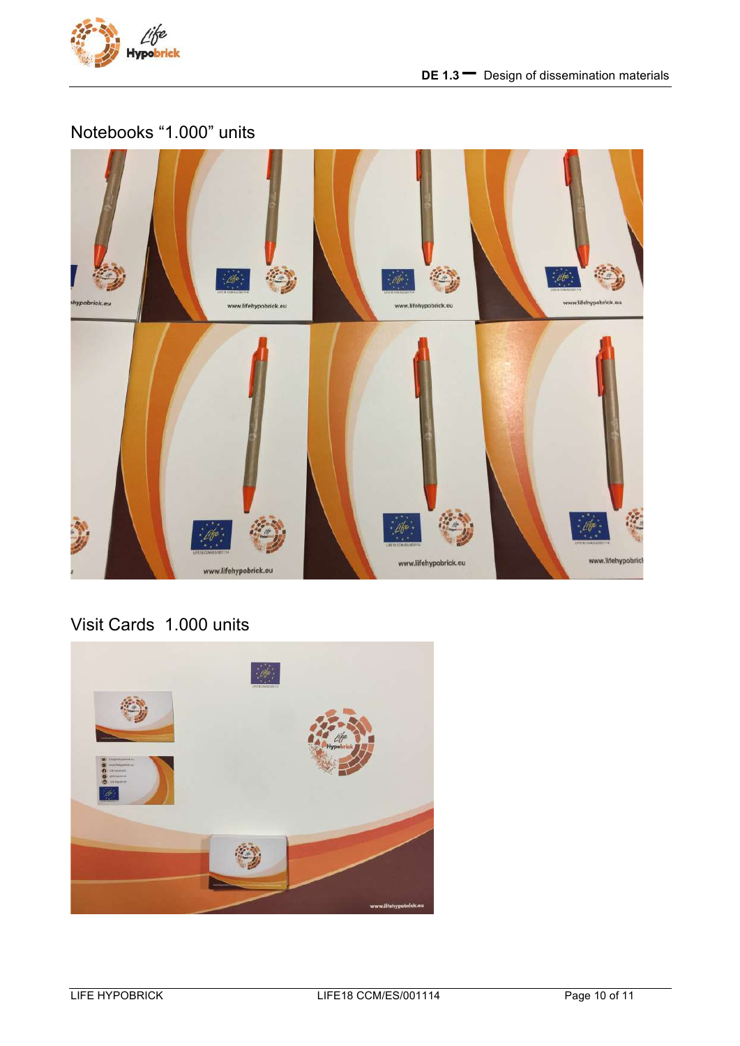Notebooks “1.000” units

Visit Cards  1.000 units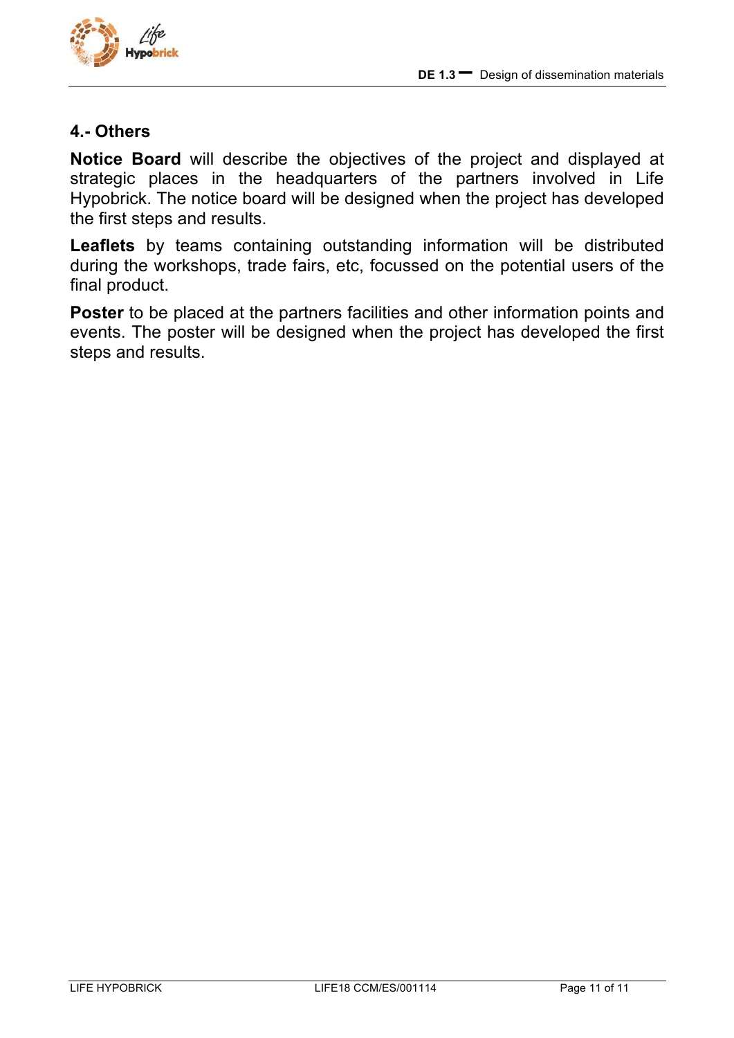## 4.- Others

**Notice Board** will describe the objectives of the project and displayed at strategic places in the headquarters of the partners involved in Life Hypobrick. The notice board will be designed when the project has developed the first steps and results.

**Leaflets** by teams containing outstanding information will be distributed during the workshops, trade fairs, etc, focussed on the potential users of the final product.

**Poster** to be placed at the partners facilities and other information points and events. The poster will be designed when the project has developed the first steps and results.